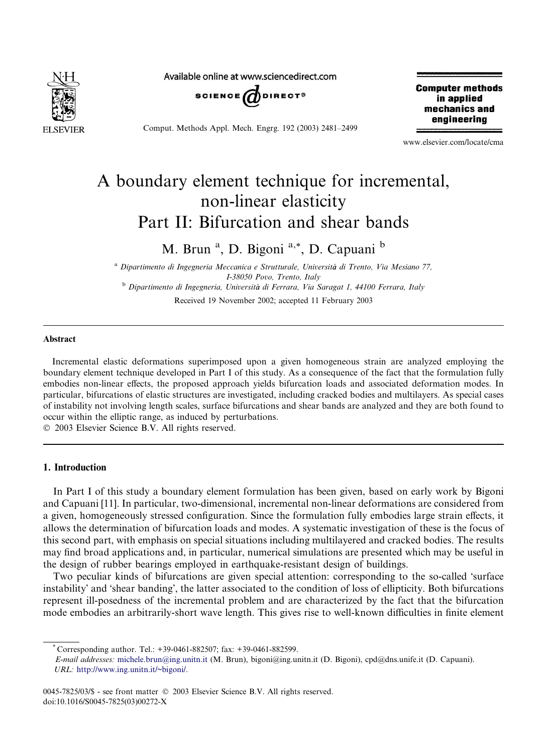# A boundary element technique for incremental, non-linear elasticity Part II: Bifurcation and shear bands

M. Brun [a], D. Bigoni [a,*], D. Capuani [b]

[a] *Dipartimento di Ingegneria Meccanica e Strutturale, Università di Trento, Via Mesiano 77, I-38050 Povo, Trento, Italy*

[b] *Dipartimento di Ingegneria, Università di Ferrara, Via Saragat 1, 44100 Ferrara, Italy*

Received 19 November 2002; accepted 11 February 2003

## Abstract

Incremental elastic deformations superimposed upon a given homogeneous strain are analyzed employing the boundary element technique developed in Part I of this study. As a consequence of the fact that the formulation fully embodies non-linear effects, the proposed approach yields bifurcation loads and associated deformation modes. In particular, bifurcations of elastic structures are investigated, including cracked bodies and multilayers. As special cases of instability not involving length scales, surface bifurcations and shear bands are analyzed and they are both found to occur within the elliptic range, as induced by perturbations.

© 2003 Elsevier Science B.V. All rights reserved.

## 1. Introduction

In Part I of this study a boundary element formulation has been given, based on early work by Bigoni and Capuani [11]. In particular, two-dimensional, incremental non-linear deformations are considered from a given, homogeneously stressed configuration. Since the formulation fully embodies large strain effects, it allows the determination of bifurcation loads and modes. A systematic investigation of these is the focus of this second part, with emphasis on special situations including multilayered and cracked bodies. The results may find broad applications and, in particular, numerical simulations are presented which may be useful in the design of rubber bearings employed in earthquake-resistant design of buildings.

Two peculiar kinds of bifurcations are given special attention: corresponding to the so-called 'surface instability' and 'shear banding', the latter associated to the condition of loss of ellipticity. Both bifurcations represent ill-posedness of the incremental problem and are characterized by the fact that the bifurcation mode embodies an arbitrarily-short wave length. This gives rise to well-known difficulties in finite element

---

* Corresponding author. Tel.: +39-0461-882507; fax: +39-0461-882599.

*E-mail addresses:* michele.brun@ing.unitn.it (M. Brun), bigoni@ing.unitn.it (D. Bigoni), cpd@dns.unife.it (D. Capuani).

*URL:* http://www.ing.unitn.it/~bigoni/.

0045-7825/03/$ - see front matter © 2003 Elsevier Science B.V. All rights reserved.
doi:10.1016/S0045-7825(03)00272-X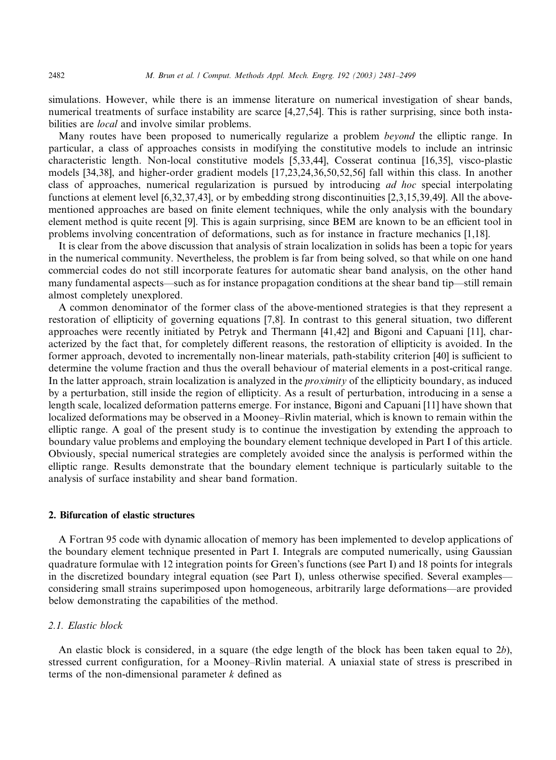simulations. However, while there is an immense literature on numerical investigation of shear bands, numerical treatments of surface instability are scarce [4,27,54]. This is rather surprising, since both instabilities are *local* and involve similar problems.

Many routes have been proposed to numerically regularize a problem *beyond* the elliptic range. In particular, a class of approaches consists in modifying the constitutive models to include an intrinsic characteristic length. Non-local constitutive models [5,33,44], Cosserat continua [16,35], visco-plastic models [34,38], and higher-order gradient models [17,23,24,36,50,52,56] fall within this class. In another class of approaches, numerical regularization is pursued by introducing *ad hoc* special interpolating functions at element level [6,32,37,43], or by embedding strong discontinuities [2,3,15,39,49]. All the above-mentioned approaches are based on finite element techniques, while the only analysis with the boundary element method is quite recent [9]. This is again surprising, since BEM are known to be an efficient tool in problems involving concentration of deformations, such as for instance in fracture mechanics [1,18].

It is clear from the above discussion that analysis of strain localization in solids has been a topic for years in the numerical community. Nevertheless, the problem is far from being solved, so that while on one hand commercial codes do not still incorporate features for automatic shear band analysis, on the other hand many fundamental aspects—such as for instance propagation conditions at the shear band tip—still remain almost completely unexplored.

A common denominator of the former class of the above-mentioned strategies is that they represent a restoration of ellipticity of governing equations [7,8]. In contrast to this general situation, two different approaches were recently initiated by Petryk and Thermann [41,42] and Bigoni and Capuani [11], characterized by the fact that, for completely different reasons, the restoration of ellipticity is avoided. In the former approach, devoted to incrementally non-linear materials, path-stability criterion [40] is sufficient to determine the volume fraction and thus the overall behaviour of material elements in a post-critical range. In the latter approach, strain localization is analyzed in the *proximity* of the ellipticity boundary, as induced by a perturbation, still inside the region of ellipticity. As a result of perturbation, introducing in a sense a length scale, localized deformation patterns emerge. For instance, Bigoni and Capuani [11] have shown that localized deformations may be observed in a Mooney–Rivlin material, which is known to remain within the elliptic range. A goal of the present study is to continue the investigation by extending the approach to boundary value problems and employing the boundary element technique developed in Part I of this article. Obviously, special numerical strategies are completely avoided since the analysis is performed within the elliptic range. Results demonstrate that the boundary element technique is particularly suitable to the analysis of surface instability and shear band formation.

## 2. Bifurcation of elastic structures

A Fortran 95 code with dynamic allocation of memory has been implemented to develop applications of the boundary element technique presented in Part I. Integrals are computed numerically, using Gaussian quadrature formulae with 12 integration points for Green's functions (see Part I) and 18 points for integrals in the discretized boundary integral equation (see Part I), unless otherwise specified. Several examples—considering small strains superimposed upon homogeneous, arbitrarily large deformations—are provided below demonstrating the capabilities of the method.

### 2.1. Elastic block

An elastic block is considered, in a square (the edge length of the block has been taken equal to $2b$), stressed current configuration, for a Mooney–Rivlin material. A uniaxial state of stress is prescribed in terms of the non-dimensional parameter $k$ defined as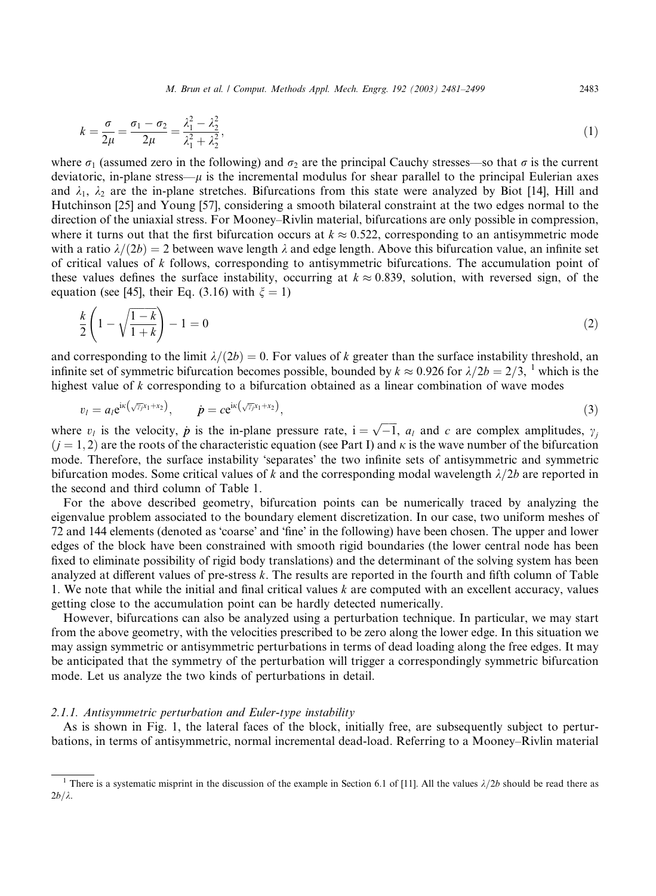$$k = \frac{\sigma}{2\mu} = \frac{\sigma_1 - \sigma_2}{2\mu} = \frac{\lambda_1^2 - \lambda_2^2}{\lambda_1^2 + \lambda_2^2}, \tag{1}$$

where $\sigma_1$ (assumed zero in the following) and $\sigma_2$ are the principal Cauchy stresses—so that $\sigma$ is the current deviatoric, in-plane stress—$\mu$ is the incremental modulus for shear parallel to the principal Eulerian axes and $\lambda_1$, $\lambda_2$ are the in-plane stretches. Bifurcations from this state were analyzed by Biot [14], Hill and Hutchinson [25] and Young [57], considering a smooth bilateral constraint at the two edges normal to the direction of the uniaxial stress. For Mooney–Rivlin material, bifurcations are only possible in compression, where it turns out that the first bifurcation occurs at $k \approx 0.522$, corresponding to an antisymmetric mode with a ratio $\lambda/(2b) = 2$ between wave length $\lambda$ and edge length. Above this bifurcation value, an infinite set of critical values of $k$ follows, corresponding to antisymmetric bifurcations. The accumulation point of these values defines the surface instability, occurring at $k \approx 0.839$, solution, with reversed sign, of the equation (see [45], their Eq. (3.16) with $\xi = 1$)

$$\frac{k}{2}\left(1 - \sqrt{\frac{1-k}{1+k}}\right) - 1 = 0 \tag{2}$$

and corresponding to the limit $\lambda/(2b) = 0$. For values of $k$ greater than the surface instability threshold, an infinite set of symmetric bifurcation becomes possible, bounded by $k \approx 0.926$ for $\lambda/2b = 2/3$, [1] which is the highest value of $k$ corresponding to a bifurcation obtained as a linear combination of wave modes

$$v_l = a_l e^{i\kappa\left(\sqrt{\gamma_j}x_1 + x_2\right)}, \qquad \dot{p} = c e^{i\kappa\left(\sqrt{\gamma_j}x_1 + x_2\right)}, \tag{3}$$

where $v_l$ is the velocity, $\dot{p}$ is the in-plane pressure rate, $i = \sqrt{-1}$, $a_l$ and $c$ are complex amplitudes, $\gamma_j$ ($j = 1, 2$) are the roots of the characteristic equation (see Part I) and $\kappa$ is the wave number of the bifurcation mode. Therefore, the surface instability 'separates' the two infinite sets of antisymmetric and symmetric bifurcation modes. Some critical values of $k$ and the corresponding modal wavelength $\lambda/2b$ are reported in the second and third column of Table 1.

For the above described geometry, bifurcation points can be numerically traced by analyzing the eigenvalue problem associated to the boundary element discretization. In our case, two uniform meshes of 72 and 144 elements (denoted as 'coarse' and 'fine' in the following) have been chosen. The upper and lower edges of the block have been constrained with smooth rigid boundaries (the lower central node has been fixed to eliminate possibility of rigid body translations) and the determinant of the solving system has been analyzed at different values of pre-stress $k$. The results are reported in the fourth and fifth column of Table 1. We note that while the initial and final critical values $k$ are computed with an excellent accuracy, values getting close to the accumulation point can be hardly detected numerically.

However, bifurcations can also be analyzed using a perturbation technique. In particular, we may start from the above geometry, with the velocities prescribed to be zero along the lower edge. In this situation we may assign symmetric or antisymmetric perturbations in terms of dead loading along the free edges. It may be anticipated that the symmetry of the perturbation will trigger a correspondingly symmetric bifurcation mode. Let us analyze the two kinds of perturbations in detail.

#### *2.1.1. Antisymmetric perturbation and Euler-type instability*

As is shown in Fig. 1, the lateral faces of the block, initially free, are subsequently subject to perturbations, in terms of antisymmetric, normal incremental dead-load. Referring to a Mooney–Rivlin material

---

[1] There is a systematic misprint in the discussion of the example in Section 6.1 of [11]. All the values $\lambda/2b$ should be read there as $2b/\lambda$.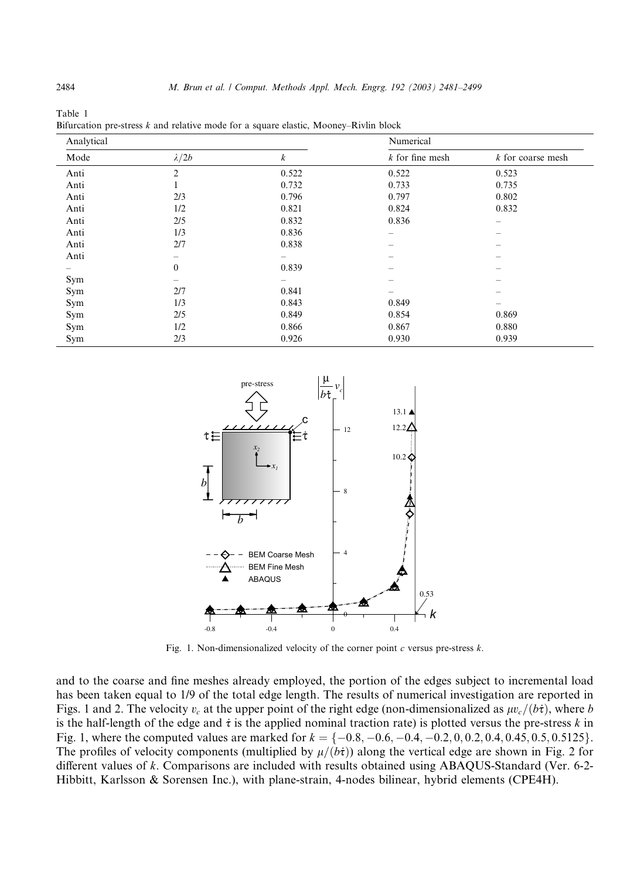Table 1
Bifurcation pre-stress $k$ and relative mode for a square elastic, Mooney–Rivlin block

| Analytical | | | Numerical | |
|---|---|---|---|---|
| Mode | $\lambda/2b$ | $k$ | $k$ for fine mesh | $k$ for coarse mesh |
| Anti | 2 | 0.522 | 0.522 | 0.523 |
| Anti | 1 | 0.732 | 0.733 | 0.735 |
| Anti | 2/3 | 0.796 | 0.797 | 0.802 |
| Anti | 1/2 | 0.821 | 0.824 | 0.832 |
| Anti | 2/5 | 0.832 | 0.836 | – |
| Anti | 1/3 | 0.836 | – | – |
| Anti | 2/7 | 0.838 | – | – |
| Anti | – | – | – | – |
| – | 0 | 0.839 | – | – |
| Sym | – | – | – | – |
| Sym | 2/7 | 0.841 | – | – |
| Sym | 1/3 | 0.843 | 0.849 | – |
| Sym | 2/5 | 0.849 | 0.854 | 0.869 |
| Sym | 1/2 | 0.866 | 0.867 | 0.880 |
| Sym | 2/3 | 0.926 | 0.930 | 0.939 |

Fig. 1. Non-dimensionalized velocity of the corner point $c$ versus pre-stress $k$.

and to the coarse and fine meshes already employed, the portion of the edges subject to incremental load has been taken equal to 1/9 of the total edge length. The results of numerical investigation are reported in Figs. 1 and 2. The velocity $v_c$ at the upper point of the right edge (non-dimensionalized as $\mu v_c/(b\dot{\tau})$, where $b$ is the half-length of the edge and $\dot{\tau}$ is the applied nominal traction rate) is plotted versus the pre-stress $k$ in Fig. 1, where the computed values are marked for $k = \{-0.8, -0.6, -0.4, -0.2, 0, 0.2, 0.4, 0.45, 0.5, 0.5125\}$. The profiles of velocity components (multiplied by $\mu/(b\dot{\tau})$) along the vertical edge are shown in Fig. 2 for different values of $k$. Comparisons are included with results obtained using ABAQUS-Standard (Ver. 6-2-Hibbitt, Karlsson & Sorensen Inc.), with plane-strain, 4-nodes bilinear, hybrid elements (CPE4H).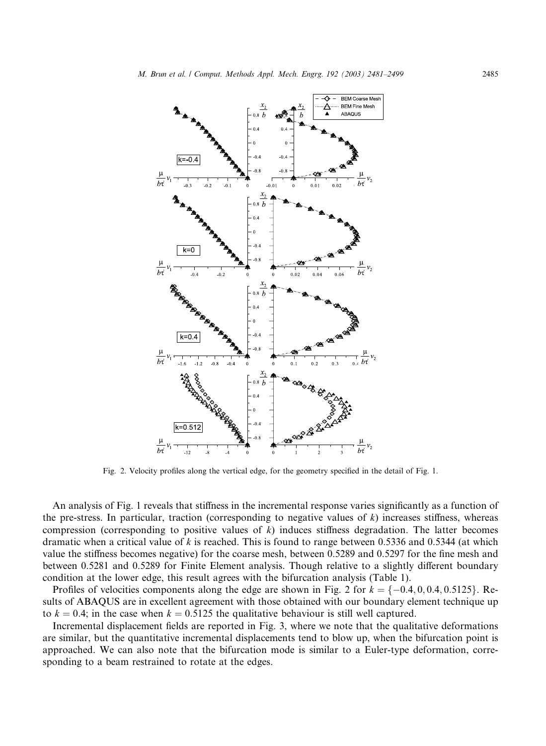Fig. 2. Velocity profiles along the vertical edge, for the geometry specified in the detail of Fig. 1.

An analysis of Fig. 1 reveals that stiffness in the incremental response varies significantly as a function of the pre-stress. In particular, traction (corresponding to negative values of $k$) increases stiffness, whereas compression (corresponding to positive values of $k$) induces stiffness degradation. The latter becomes dramatic when a critical value of $k$ is reached. This is found to range between 0.5336 and 0.5344 (at which value the stiffness becomes negative) for the coarse mesh, between 0.5289 and 0.5297 for the fine mesh and between 0.5281 and 0.5289 for Finite Element analysis. Though relative to a slightly different boundary condition at the lower edge, this result agrees with the bifurcation analysis (Table 1).

Profiles of velocities components along the edge are shown in Fig. 2 for $k = \{-0.4, 0, 0.4, 0.5125\}$. Results of ABAQUS are in excellent agreement with those obtained with our boundary element technique up to $k = 0.4$; in the case when $k = 0.5125$ the qualitative behaviour is still well captured.

Incremental displacement fields are reported in Fig. 3, where we note that the qualitative deformations are similar, but the quantitative incremental displacements tend to blow up, when the bifurcation point is approached. We can also note that the bifurcation mode is similar to a Euler-type deformation, corresponding to a beam restrained to rotate at the edges.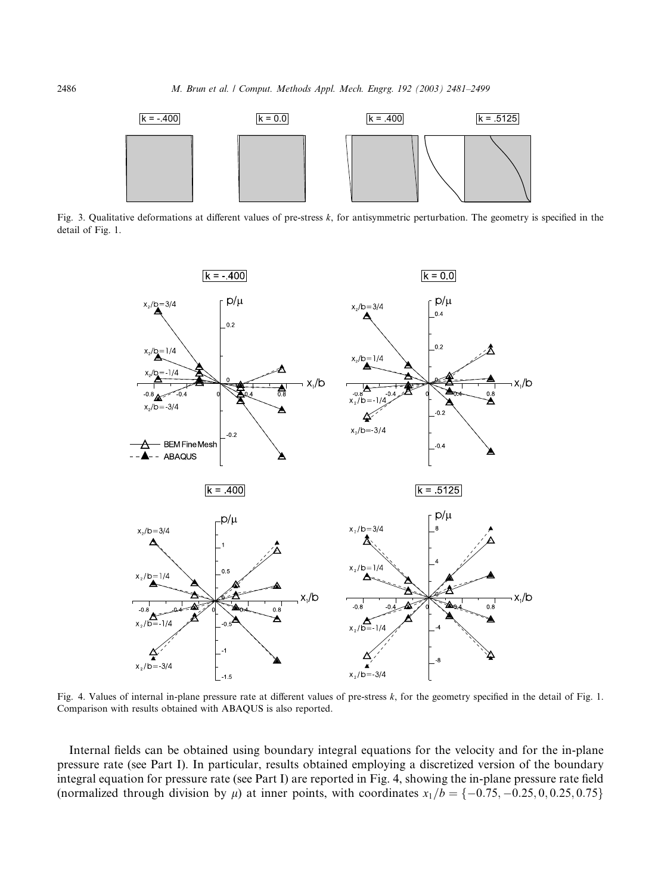Fig. 3. Qualitative deformations at different values of pre-stress $k$, for antisymmetric perturbation. The geometry is specified in the detail of Fig. 1.

Fig. 4. Values of internal in-plane pressure rate at different values of pre-stress $k$, for the geometry specified in the detail of Fig. 1. Comparison with results obtained with ABAQUS is also reported.

Internal fields can be obtained using boundary integral equations for the velocity and for the in-plane pressure rate (see Part I). In particular, results obtained employing a discretized version of the boundary integral equation for pressure rate (see Part I) are reported in Fig. 4, showing the in-plane pressure rate field (normalized through division by $\mu$) at inner points, with coordinates $x_1/b = \{-0.75, -0.25, 0, 0.25, 0.75\}$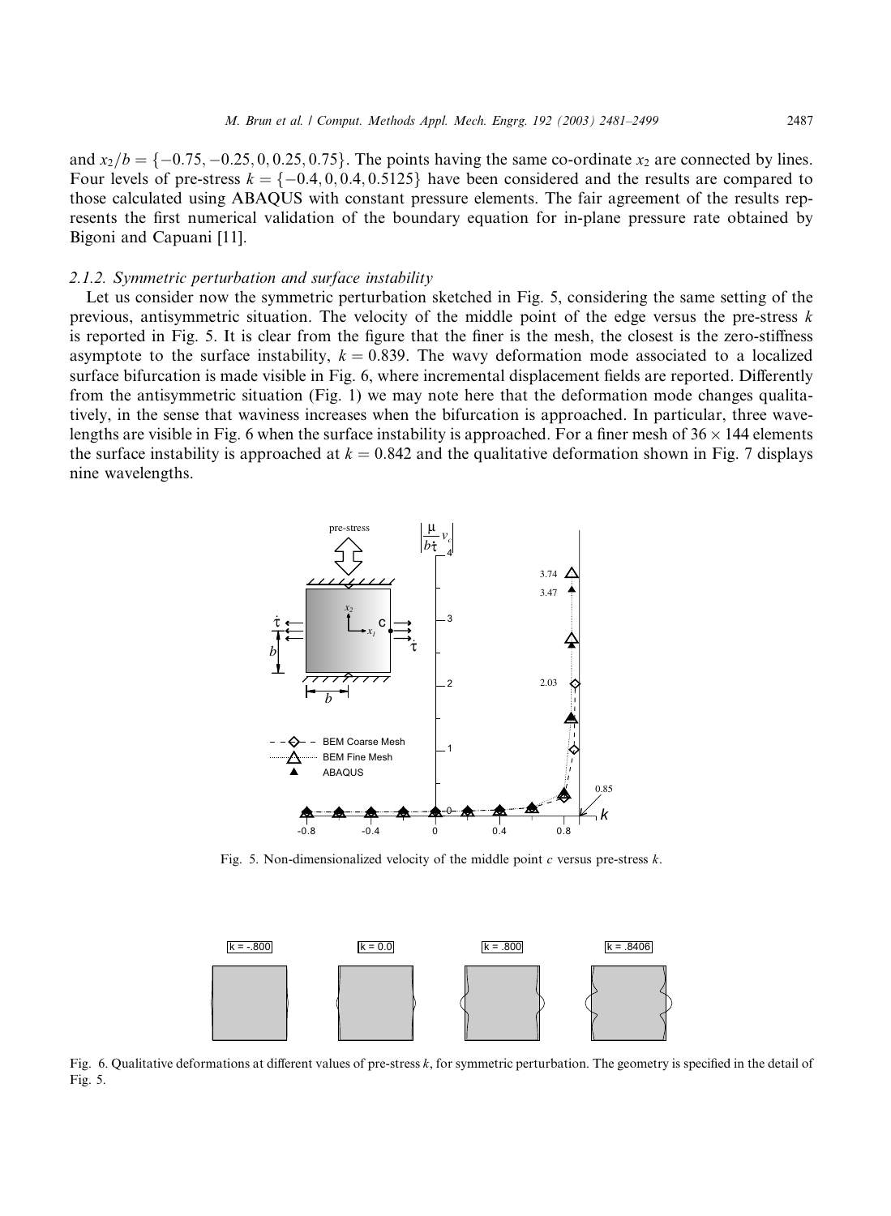and $x_2/b = \{-0.75, -0.25, 0, 0.25, 0.75\}$. The points having the same co-ordinate $x_2$ are connected by lines. Four levels of pre-stress $k = \{-0.4, 0, 0.4, 0.5125\}$ have been considered and the results are compared to those calculated using ABAQUS with constant pressure elements. The fair agreement of the results represents the first numerical validation of the boundary equation for in-plane pressure rate obtained by Bigoni and Capuani [11].

### 2.1.2. Symmetric perturbation and surface instability

Let us consider now the symmetric perturbation sketched in Fig. 5, considering the same setting of the previous, antisymmetric situation. The velocity of the middle point of the edge versus the pre-stress $k$ is reported in Fig. 5. It is clear from the figure that the finer is the mesh, the closest is the zero-stiffness asymptote to the surface instability, $k = 0.839$. The wavy deformation mode associated to a localized surface bifurcation is made visible in Fig. 6, where incremental displacement fields are reported. Differently from the antisymmetric situation (Fig. 1) we may note here that the deformation mode changes qualitatively, in the sense that waviness increases when the bifurcation is approached. In particular, three wavelengths are visible in Fig. 6 when the surface instability is approached. For a finer mesh of $36 \times 144$ elements the surface instability is approached at $k = 0.842$ and the qualitative deformation shown in Fig. 7 displays nine wavelengths.

Fig. 5. Non-dimensionalized velocity of the middle point $c$ versus pre-stress $k$.

Fig. 6. Qualitative deformations at different values of pre-stress $k$, for symmetric perturbation. The geometry is specified in the detail of Fig. 5.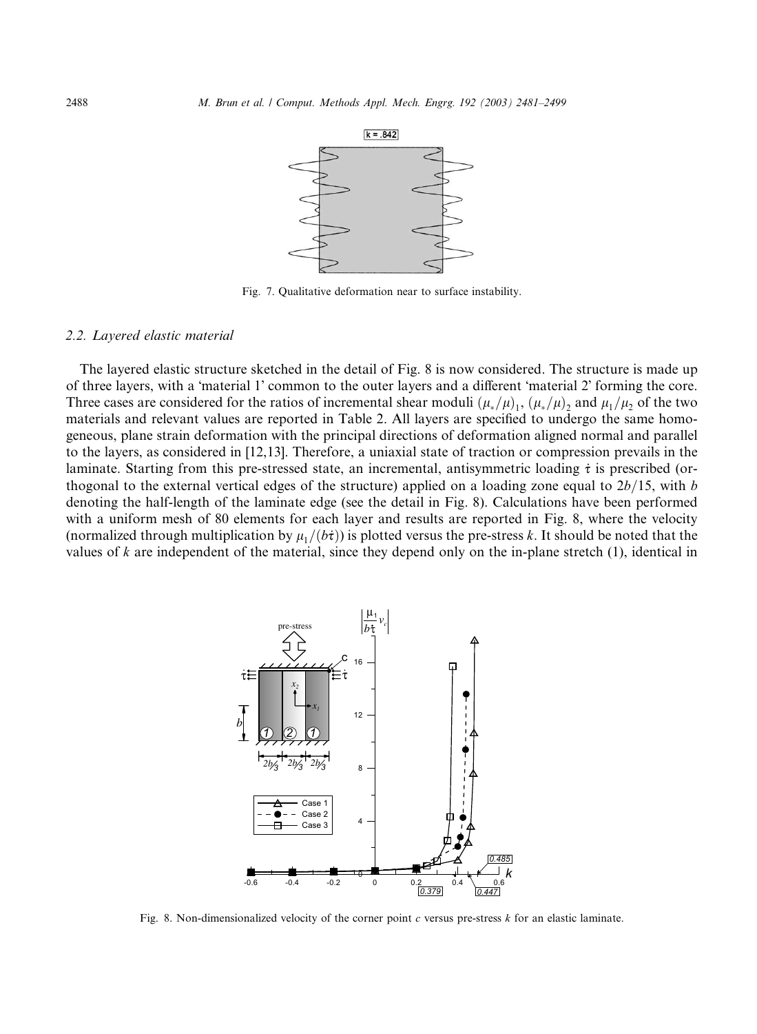Fig. 7. Qualitative deformation near to surface instability.

### 2.2. Layered elastic material

The layered elastic structure sketched in the detail of Fig. 8 is now considered. The structure is made up of three layers, with a 'material 1' common to the outer layers and a different 'material 2' forming the core. Three cases are considered for the ratios of incremental shear moduli $(\mu_*/\mu)_1$, $(\mu_*/\mu)_2$ and $\mu_1/\mu_2$ of the two materials and relevant values are reported in Table 2. All layers are specified to undergo the same homogeneous, plane strain deformation with the principal directions of deformation aligned normal and parallel to the layers, as considered in [12,13]. Therefore, a uniaxial state of traction or compression prevails in the laminate. Starting from this pre-stressed state, an incremental, antisymmetric loading $\dot{\tau}$ is prescribed (orthogonal to the external vertical edges of the structure) applied on a loading zone equal to $2b/15$, with $b$ denoting the half-length of the laminate edge (see the detail in Fig. 8). Calculations have been performed with a uniform mesh of 80 elements for each layer and results are reported in Fig. 8, where the velocity (normalized through multiplication by $\mu_1/(b\dot{\tau})$) is plotted versus the pre-stress $k$. It should be noted that the values of $k$ are independent of the material, since they depend only on the in-plane stretch (1), identical in

Fig. 8. Non-dimensionalized velocity of the corner point $c$ versus pre-stress $k$ for an elastic laminate.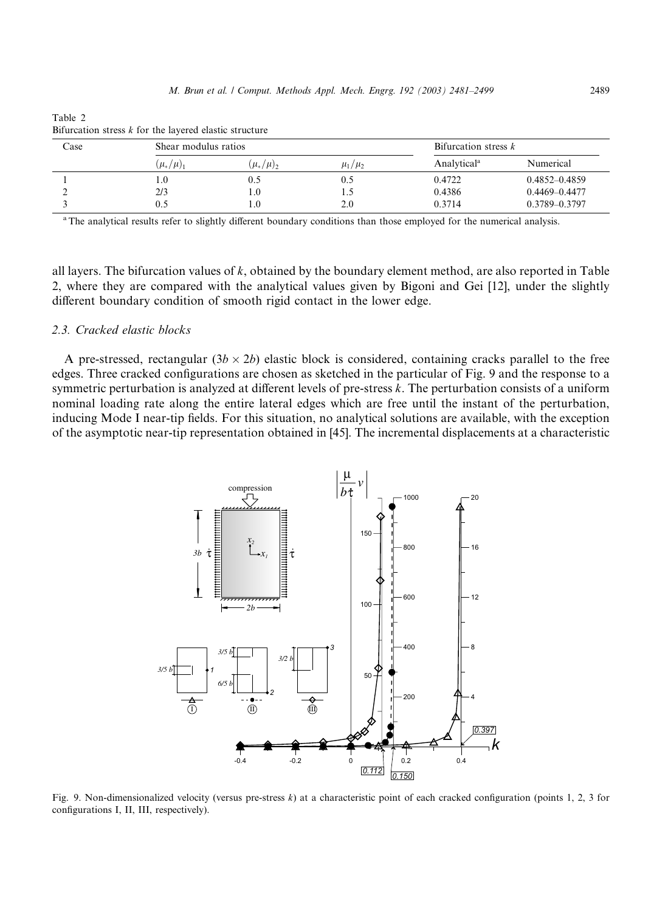Table 2
Bifurcation stress $k$ for the layered elastic structure

| Case | Shear modulus ratios | | | Bifurcation stress $k$ | |
|---|---|---|---|---|---|
| | $(\mu_*/\mu)_1$ | $(\mu_*/\mu)_2$ | $\mu_1/\mu_2$ | Analytical[a] | Numerical |
| 1 | 1.0 | 0.5 | 0.5 | 0.4722 | 0.4852–0.4859 |
| 2 | 2/3 | 1.0 | 1.5 | 0.4386 | 0.4469–0.4477 |
| 3 | 0.5 | 1.0 | 2.0 | 0.3714 | 0.3789–0.3797 |

[a] The analytical results refer to slightly different boundary conditions than those employed for the numerical analysis.

all layers. The bifurcation values of $k$, obtained by the boundary element method, are also reported in Table 2, where they are compared with the analytical values given by Bigoni and Gei [12], under the slightly different boundary condition of smooth rigid contact in the lower edge.

### 2.3. Cracked elastic blocks

A pre-stressed, rectangular $(3b \times 2b)$ elastic block is considered, containing cracks parallel to the free edges. Three cracked configurations are chosen as sketched in the particular of Fig. 9 and the response to a symmetric perturbation is analyzed at different levels of pre-stress $k$. The perturbation consists of a uniform nominal loading rate along the entire lateral edges which are free until the instant of the perturbation, inducing Mode I near-tip fields. For this situation, no analytical solutions are available, with the exception of the asymptotic near-tip representation obtained in [45]. The incremental displacements at a characteristic

Fig. 9. Non-dimensionalized velocity (versus pre-stress $k$) at a characteristic point of each cracked configuration (points 1, 2, 3 for configurations I, II, III, respectively).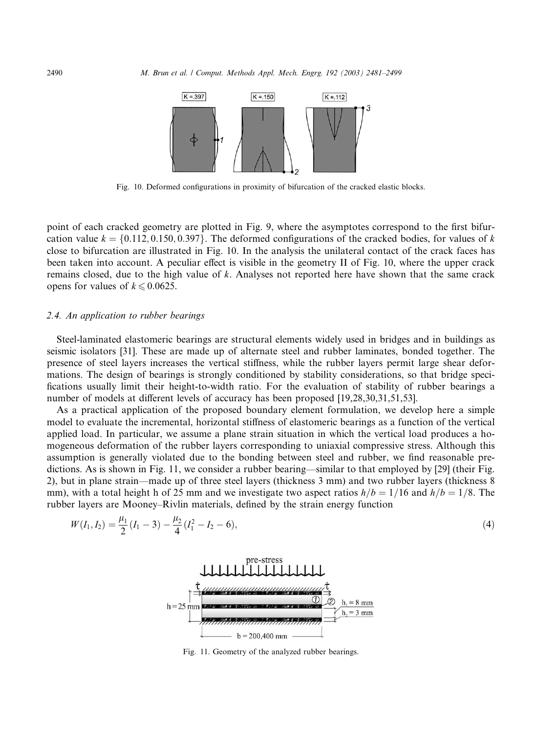Fig. 10. Deformed configurations in proximity of bifurcation of the cracked elastic blocks.

point of each cracked geometry are plotted in Fig. 9, where the asymptotes correspond to the first bifurcation value $k = \{0.112, 0.150, 0.397\}$. The deformed configurations of the cracked bodies, for values of $k$ close to bifurcation are illustrated in Fig. 10. In the analysis the unilateral contact of the crack faces has been taken into account. A peculiar effect is visible in the geometry II of Fig. 10, where the upper crack remains closed, due to the high value of $k$. Analyses not reported here have shown that the same crack opens for values of $k \leqslant 0.0625$.

### 2.4. An application to rubber bearings

Steel-laminated elastomeric bearings are structural elements widely used in bridges and in buildings as seismic isolators [31]. These are made up of alternate steel and rubber laminates, bonded together. The presence of steel layers increases the vertical stiffness, while the rubber layers permit large shear deformations. The design of bearings is strongly conditioned by stability considerations, so that bridge specifications usually limit their height-to-width ratio. For the evaluation of stability of rubber bearings a number of models at different levels of accuracy has been proposed [19,28,30,31,51,53].

As a practical application of the proposed boundary element formulation, we develop here a simple model to evaluate the incremental, horizontal stiffness of elastomeric bearings as a function of the vertical applied load. In particular, we assume a plane strain situation in which the vertical load produces a homogeneous deformation of the rubber layers corresponding to uniaxial compressive stress. Although this assumption is generally violated due to the bonding between steel and rubber, we find reasonable predictions. As is shown in Fig. 11, we consider a rubber bearing—similar to that employed by [29] (their Fig. 2), but in plane strain—made up of three steel layers (thickness 3 mm) and two rubber layers (thickness 8 mm), with a total height h of 25 mm and we investigate two aspect ratios $h/b = 1/16$ and $h/b = 1/8$. The rubber layers are Mooney–Rivlin materials, defined by the strain energy function

$$W(I_1, I_2) = \frac{\mu_1}{2}(I_1 - 3) - \frac{\mu_2}{4}(I_1^2 - I_2 - 6), \tag{4}$$

Fig. 11. Geometry of the analyzed rubber bearings.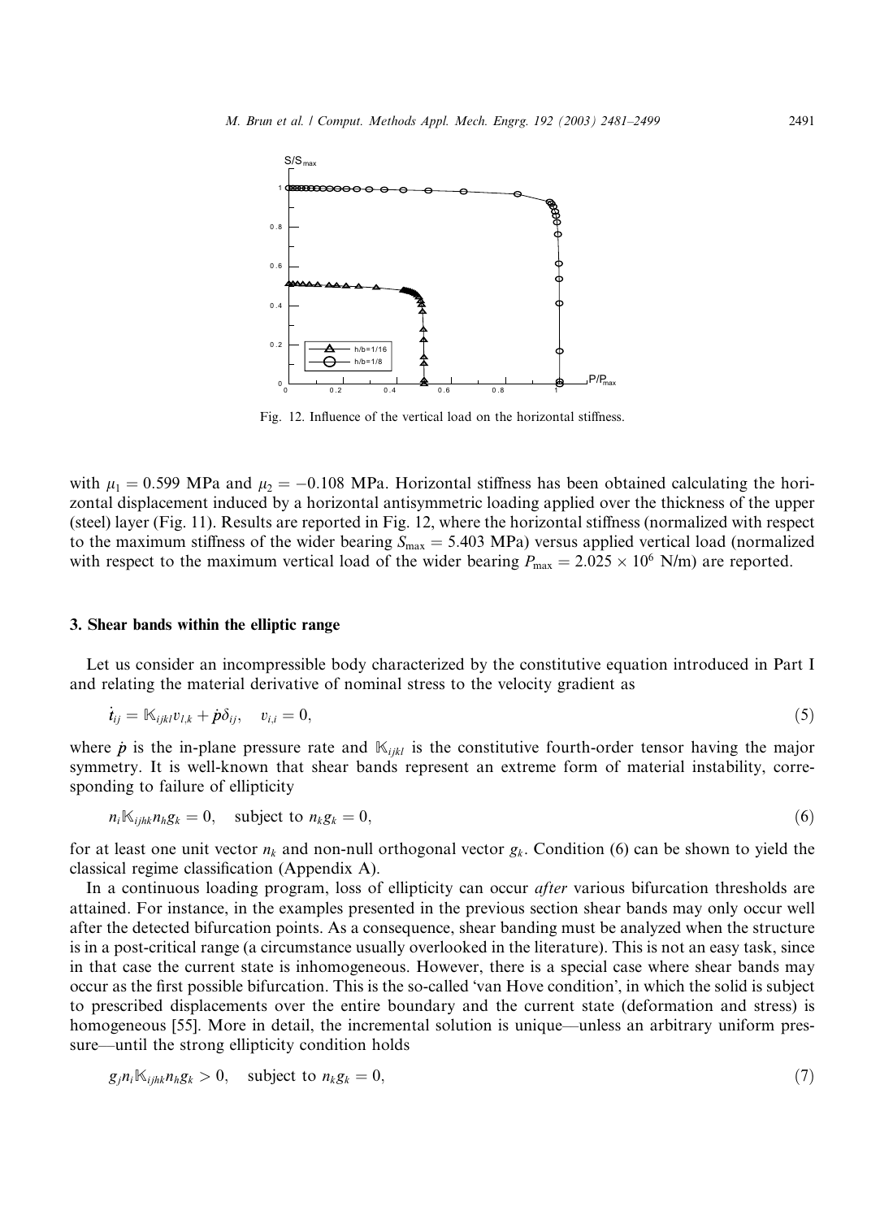Fig. 12. Influence of the vertical load on the horizontal stiffness.

with $\mu_1 = 0.599$ MPa and $\mu_2 = -0.108$ MPa. Horizontal stiffness has been obtained calculating the horizontal displacement induced by a horizontal antisymmetric loading applied over the thickness of the upper (steel) layer (Fig. 11). Results are reported in Fig. 12, where the horizontal stiffness (normalized with respect to the maximum stiffness of the wider bearing $S_{\max} = 5.403$ MPa) versus applied vertical load (normalized with respect to the maximum vertical load of the wider bearing $P_{\max} = 2.025 \times 10^6$ N/m) are reported.

## 3. Shear bands within the elliptic range

Let us consider an incompressible body characterized by the constitutive equation introduced in Part I and relating the material derivative of nominal stress to the velocity gradient as

$$\dot{t}_{ij} = \mathbb{K}_{ijkl} v_{l,k} + \dot{p}\delta_{ij}, \quad v_{i,i} = 0, \tag{5}$$

where $\dot{p}$ is the in-plane pressure rate and $\mathbb{K}_{ijkl}$ is the constitutive fourth-order tensor having the major symmetry. It is well-known that shear bands represent an extreme form of material instability, corresponding to failure of ellipticity

$$n_i \mathbb{K}_{ijhk} n_h g_k = 0, \quad \text{subject to } n_k g_k = 0, \tag{6}$$

for at least one unit vector $n_k$ and non-null orthogonal vector $g_k$. Condition (6) can be shown to yield the classical regime classification (Appendix A).

In a continuous loading program, loss of ellipticity can occur *after* various bifurcation thresholds are attained. For instance, in the examples presented in the previous section shear bands may only occur well after the detected bifurcation points. As a consequence, shear banding must be analyzed when the structure is in a post-critical range (a circumstance usually overlooked in the literature). This is not an easy task, since in that case the current state is inhomogeneous. However, there is a special case where shear bands may occur as the first possible bifurcation. This is the so-called 'van Hove condition', in which the solid is subject to prescribed displacements over the entire boundary and the current state (deformation and stress) is homogeneous [55]. More in detail, the incremental solution is unique—unless an arbitrary uniform pressure—until the strong ellipticity condition holds

$$g_j n_i \mathbb{K}_{ijhk} n_h g_k > 0, \quad \text{subject to } n_k g_k = 0, \tag{7}$$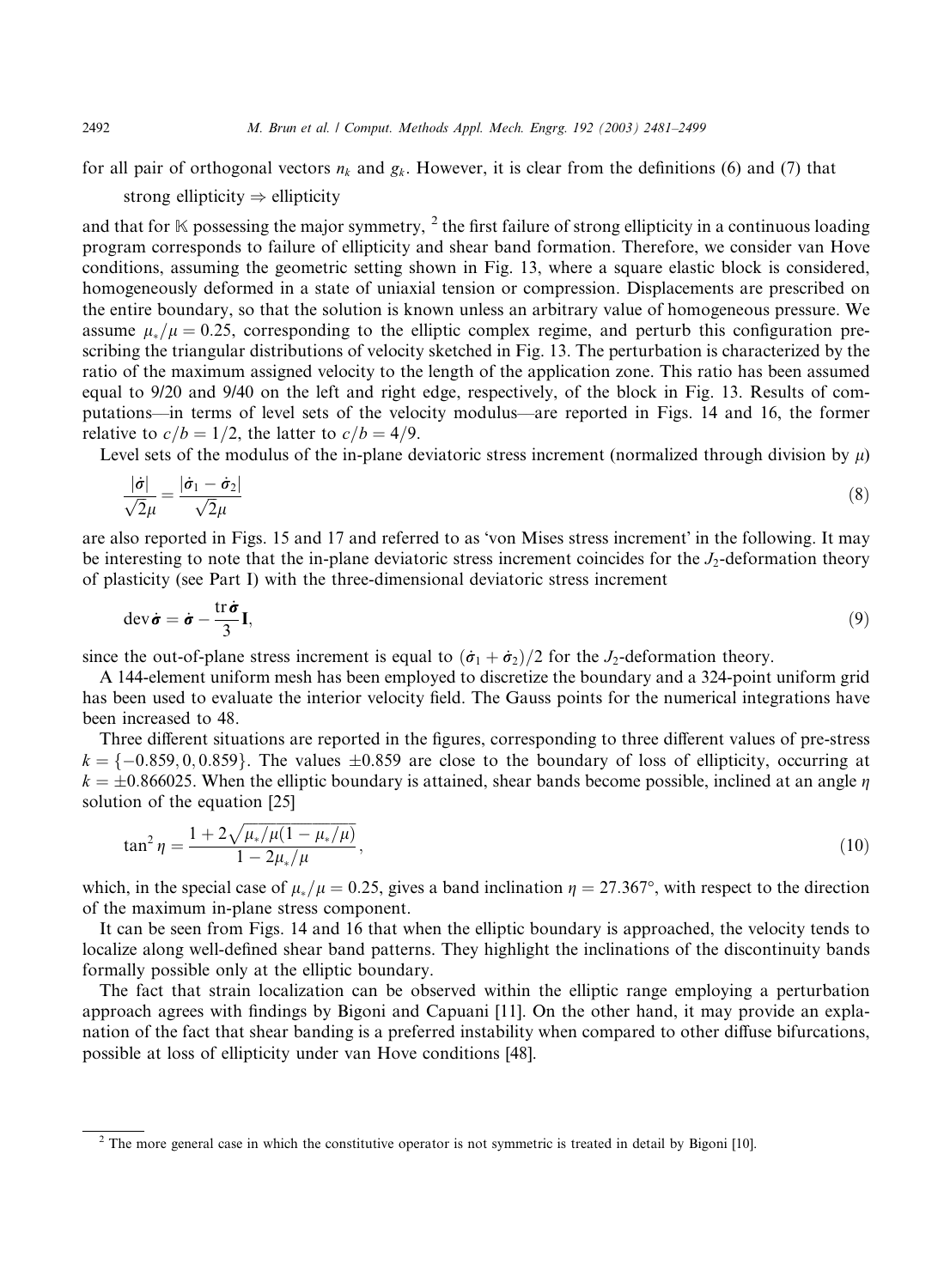for all pair of orthogonal vectors $n_k$ and $g_k$. However, it is clear from the definitions (6) and (7) that

strong ellipticity $\Rightarrow$ ellipticity

and that for $\mathbb{K}$ possessing the major symmetry, [2] the first failure of strong ellipticity in a continuous loading program corresponds to failure of ellipticity and shear band formation. Therefore, we consider van Hove conditions, assuming the geometric setting shown in Fig. 13, where a square elastic block is considered, homogeneously deformed in a state of uniaxial tension or compression. Displacements are prescribed on the entire boundary, so that the solution is known unless an arbitrary value of homogeneous pressure. We assume $\mu_*/\mu = 0.25$, corresponding to the elliptic complex regime, and perturb this configuration prescribing the triangular distributions of velocity sketched in Fig. 13. The perturbation is characterized by the ratio of the maximum assigned velocity to the length of the application zone. This ratio has been assumed equal to 9/20 and 9/40 on the left and right edge, respectively, of the block in Fig. 13. Results of computations—in terms of level sets of the velocity modulus—are reported in Figs. 14 and 16, the former relative to $c/b = 1/2$, the latter to $c/b = 4/9$.

Level sets of the modulus of the in-plane deviatoric stress increment (normalized through division by $\mu$)

$$
\frac{|\dot{\sigma}|}{\sqrt{2}\mu} = \frac{|\dot{\sigma}_1 - \dot{\sigma}_2|}{\sqrt{2}\mu} \tag{8}
$$

are also reported in Figs. 15 and 17 and referred to as 'von Mises stress increment' in the following. It may be interesting to note that the in-plane deviatoric stress increment coincides for the $J_2$-deformation theory of plasticity (see Part I) with the three-dimensional deviatoric stress increment

$$
\operatorname{dev}\dot{\boldsymbol{\sigma}} = \dot{\boldsymbol{\sigma}} - \frac{\operatorname{tr}\dot{\boldsymbol{\sigma}}}{3}\mathbf{I}, \tag{9}
$$

since the out-of-plane stress increment is equal to $(\dot{\sigma}_1 + \dot{\sigma}_2)/2$ for the $J_2$-deformation theory.

A 144-element uniform mesh has been employed to discretize the boundary and a 324-point uniform grid has been used to evaluate the interior velocity field. The Gauss points for the numerical integrations have been increased to 48.

Three different situations are reported in the figures, corresponding to three different values of pre-stress $k = \{-0.859, 0, 0.859\}$. The values $\pm 0.859$ are close to the boundary of loss of ellipticity, occurring at $k = \pm 0.866025$. When the elliptic boundary is attained, shear bands become possible, inclined at an angle $\eta$ solution of the equation [25]

$$
\tan^2 \eta = \frac{1 + 2\sqrt{\mu_*/\mu(1 - \mu_*/\mu)}}{1 - 2\mu_*/\mu}, \tag{10}
$$

which, in the special case of $\mu_*/\mu = 0.25$, gives a band inclination $\eta = 27.367°$, with respect to the direction of the maximum in-plane stress component.

It can be seen from Figs. 14 and 16 that when the elliptic boundary is approached, the velocity tends to localize along well-defined shear band patterns. They highlight the inclinations of the discontinuity bands formally possible only at the elliptic boundary.

The fact that strain localization can be observed within the elliptic range employing a perturbation approach agrees with findings by Bigoni and Capuani [11]. On the other hand, it may provide an explanation of the fact that shear banding is a preferred instability when compared to other diffuse bifurcations, possible at loss of ellipticity under van Hove conditions [48].

[2] The more general case in which the constitutive operator is not symmetric is treated in detail by Bigoni [10].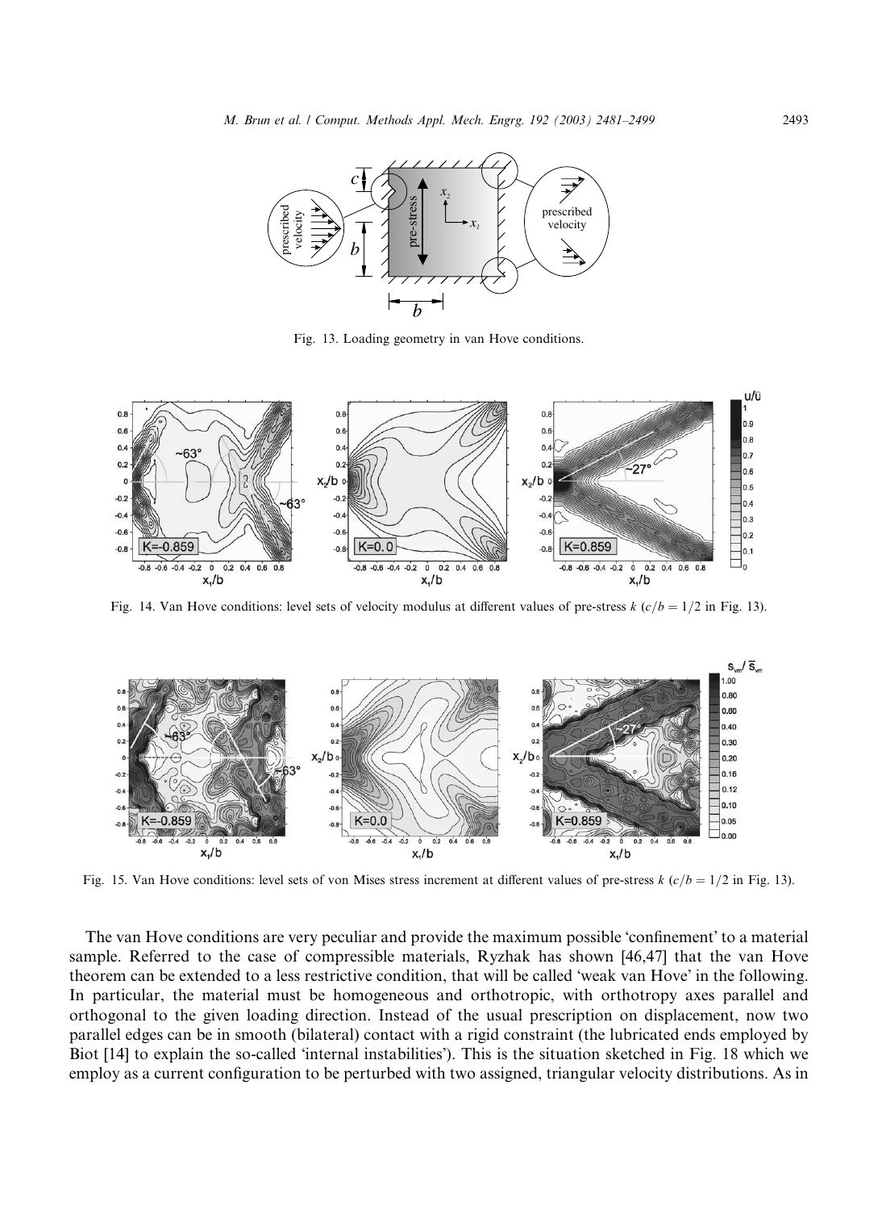Fig. 13. Loading geometry in van Hove conditions.

Fig. 14. Van Hove conditions: level sets of velocity modulus at different values of pre-stress $k$ ($c/b = 1/2$ in Fig. 13).

Fig. 15. Van Hove conditions: level sets of von Mises stress increment at different values of pre-stress $k$ ($c/b = 1/2$ in Fig. 13).

The van Hove conditions are very peculiar and provide the maximum possible 'confinement' to a material sample. Referred to the case of compressible materials, Ryzhak has shown [46,47] that the van Hove theorem can be extended to a less restrictive condition, that will be called 'weak van Hove' in the following. In particular, the material must be homogeneous and orthotropic, with orthotropy axes parallel and orthogonal to the given loading direction. Instead of the usual prescription on displacement, now two parallel edges can be in smooth (bilateral) contact with a rigid constraint (the lubricated ends employed by Biot [14] to explain the so-called 'internal instabilities'). This is the situation sketched in Fig. 18 which we employ as a current configuration to be perturbed with two assigned, triangular velocity distributions. As in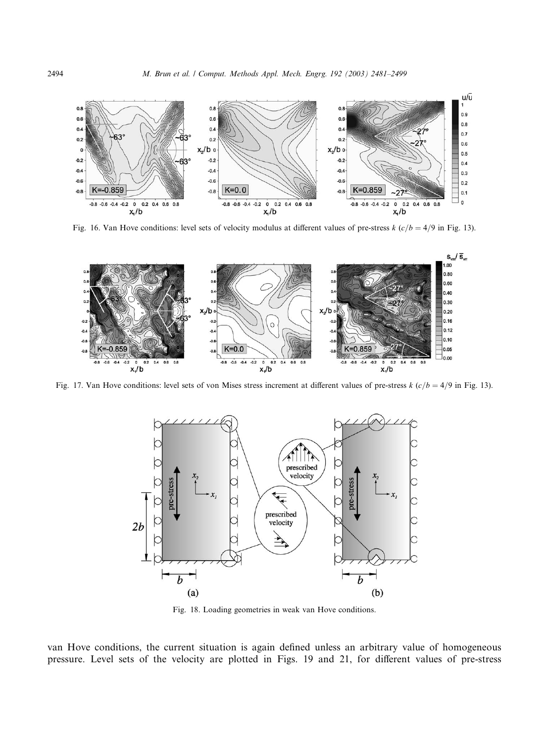Fig. 16. Van Hove conditions: level sets of velocity modulus at different values of pre-stress $k$ ($c/b = 4/9$ in Fig. 13).

Fig. 17. Van Hove conditions: level sets of von Mises stress increment at different values of pre-stress $k$ ($c/b = 4/9$ in Fig. 13).

Fig. 18. Loading geometries in weak van Hove conditions.

van Hove conditions, the current situation is again defined unless an arbitrary value of homogeneous pressure. Level sets of the velocity are plotted in Figs. 19 and 21, for different values of pre-stress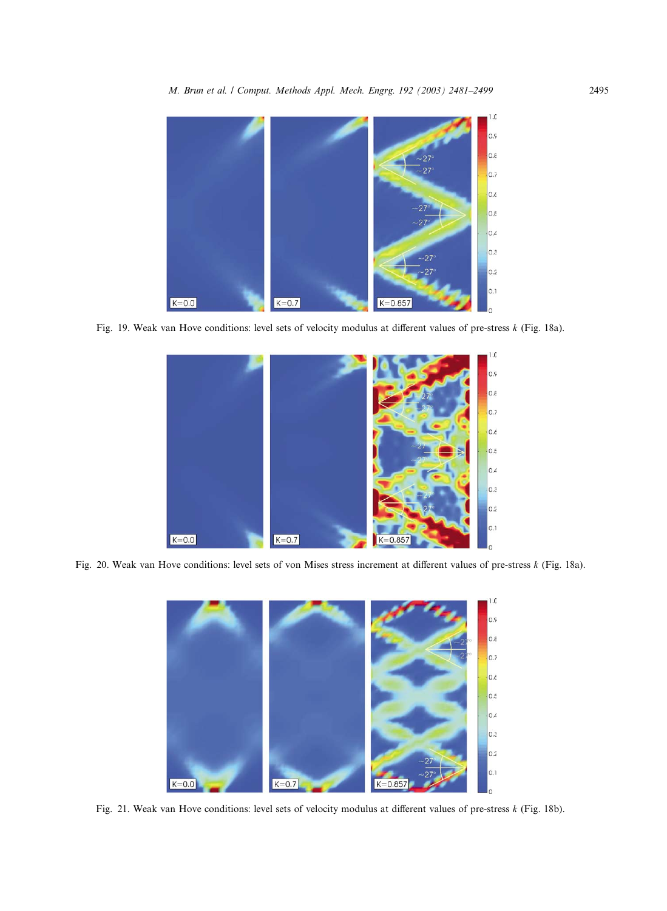Fig. 19. Weak van Hove conditions: level sets of velocity modulus at different values of pre-stress $k$ (Fig. 18a).

Fig. 20. Weak van Hove conditions: level sets of von Mises stress increment at different values of pre-stress $k$ (Fig. 18a).

Fig. 21. Weak van Hove conditions: level sets of velocity modulus at different values of pre-stress $k$ (Fig. 18b).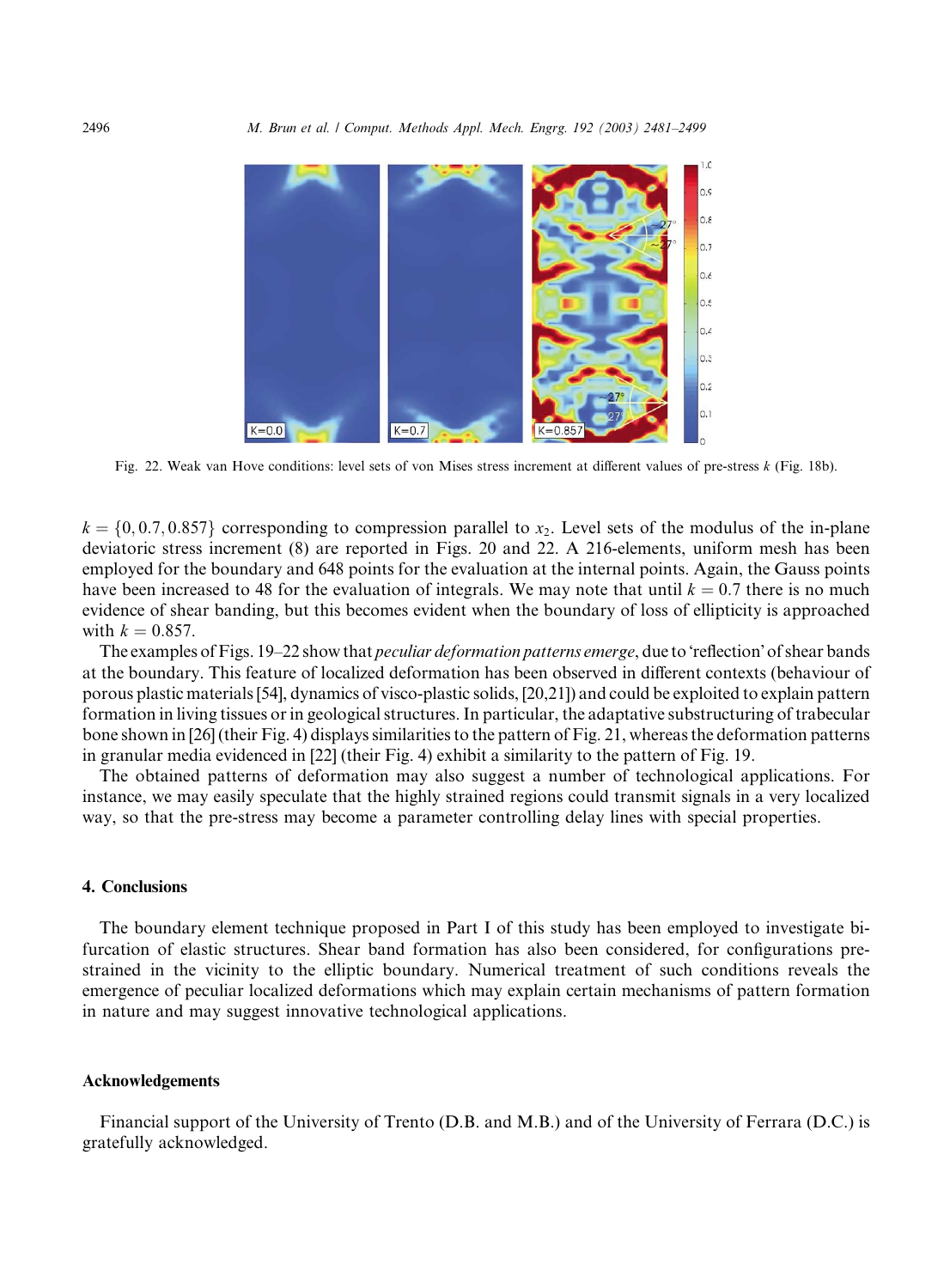Fig. 22. Weak van Hove conditions: level sets of von Mises stress increment at different values of pre-stress $k$ (Fig. 18b).

$k = \{0, 0.7, 0.857\}$ corresponding to compression parallel to $x_2$. Level sets of the modulus of the in-plane deviatoric stress increment (8) are reported in Figs. 20 and 22. A 216-elements, uniform mesh has been employed for the boundary and 648 points for the evaluation at the internal points. Again, the Gauss points have been increased to 48 for the evaluation of integrals. We may note that until $k = 0.7$ there is no much evidence of shear banding, but this becomes evident when the boundary of loss of ellipticity is approached with $k = 0.857$.

The examples of Figs. 19–22 show that *peculiar deformation patterns emerge*, due to 'reflection' of shear bands at the boundary. This feature of localized deformation has been observed in different contexts (behaviour of porous plastic materials [54], dynamics of visco-plastic solids, [20,21]) and could be exploited to explain pattern formation in living tissues or in geological structures. In particular, the adaptative substructuring of trabecular bone shown in [26] (their Fig. 4) displays similarities to the pattern of Fig. 21, whereas the deformation patterns in granular media evidenced in [22] (their Fig. 4) exhibit a similarity to the pattern of Fig. 19.

The obtained patterns of deformation may also suggest a number of technological applications. For instance, we may easily speculate that the highly strained regions could transmit signals in a very localized way, so that the pre-stress may become a parameter controlling delay lines with special properties.

## 4. Conclusions

The boundary element technique proposed in Part I of this study has been employed to investigate bifurcation of elastic structures. Shear band formation has also been considered, for configurations pre-strained in the vicinity to the elliptic boundary. Numerical treatment of such conditions reveals the emergence of peculiar localized deformations which may explain certain mechanisms of pattern formation in nature and may suggest innovative technological applications.

## Acknowledgements

Financial support of the University of Trento (D.B. and M.B.) and of the University of Ferrara (D.C.) is gratefully acknowledged.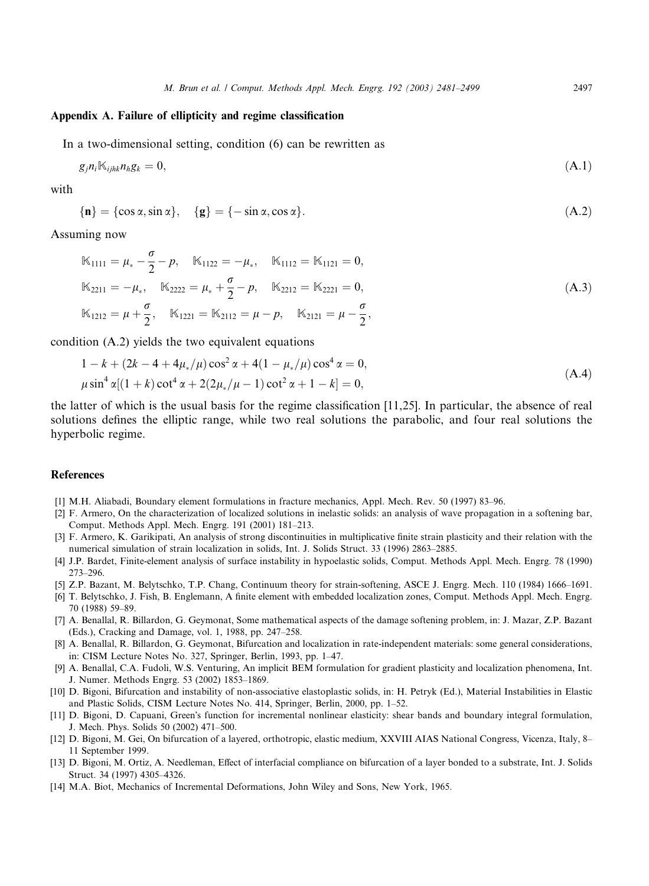## Appendix A. Failure of ellipticity and regime classification

In a two-dimensional setting, condition (6) can be rewritten as

$$g_j n_i \mathbb{K}_{ijhk} n_h g_k = 0, \tag{A.1}$$

with

$$\{\mathbf{n}\} = \{\cos\alpha, \sin\alpha\}, \quad \{\mathbf{g}\} = \{-\sin\alpha, \cos\alpha\}. \tag{A.2}$$

Assuming now

$$\begin{aligned}
&\mathbb{K}_{1111} = \mu_* - \frac{\sigma}{2} - p, \quad \mathbb{K}_{1122} = -\mu_*, \quad \mathbb{K}_{1112} = \mathbb{K}_{1121} = 0,\\
&\mathbb{K}_{2211} = -\mu_*, \quad \mathbb{K}_{2222} = \mu_* + \frac{\sigma}{2} - p, \quad \mathbb{K}_{2212} = \mathbb{K}_{2221} = 0,\\
&\mathbb{K}_{1212} = \mu + \frac{\sigma}{2}, \quad \mathbb{K}_{1221} = \mathbb{K}_{2112} = \mu - p, \quad \mathbb{K}_{2121} = \mu - \frac{\sigma}{2},
\end{aligned} \tag{A.3}$$

condition (A.2) yields the two equivalent equations

$$\begin{aligned}
&1 - k + (2k - 4 + 4\mu_*/\mu)\cos^2\alpha + 4(1 - \mu_*/\mu)\cos^4\alpha = 0,\\
&\mu\sin^4\alpha[(1 + k)\cot^4\alpha + 2(2\mu_*/\mu - 1)\cot^2\alpha + 1 - k] = 0,
\end{aligned} \tag{A.4}$$

the latter of which is the usual basis for the regime classification [11,25]. In particular, the absence of real solutions defines the elliptic range, while two real solutions the parabolic, and four real solutions the hyperbolic regime.

## References

[1] M.H. Aliabadi, Boundary element formulations in fracture mechanics, Appl. Mech. Rev. 50 (1997) 83–96.

[2] F. Armero, On the characterization of localized solutions in inelastic solids: an analysis of wave propagation in a softening bar, Comput. Methods Appl. Mech. Engrg. 191 (2001) 181–213.

[3] F. Armero, K. Garikipati, An analysis of strong discontinuities in multiplicative finite strain plasticity and their relation with the numerical simulation of strain localization in solids, Int. J. Solids Struct. 33 (1996) 2863–2885.

[4] J.P. Bardet, Finite-element analysis of surface instability in hypoelastic solids, Comput. Methods Appl. Mech. Engrg. 78 (1990) 273–296.

[5] Z.P. Bazant, M. Belytschko, T.P. Chang, Continuum theory for strain-softening, ASCE J. Engrg. Mech. 110 (1984) 1666–1691.

[6] T. Belytschko, J. Fish, B. Englemann, A finite element with embedded localization zones, Comput. Methods Appl. Mech. Engrg. 70 (1988) 59–89.

[7] A. Benallal, R. Billardon, G. Geymonat, Some mathematical aspects of the damage softening problem, in: J. Mazar, Z.P. Bazant (Eds.), Cracking and Damage, vol. 1, 1988, pp. 247–258.

[8] A. Benallal, R. Billardon, G. Geymonat, Bifurcation and localization in rate-independent materials: some general considerations, in: CISM Lecture Notes No. 327, Springer, Berlin, 1993, pp. 1–47.

[9] A. Benallal, C.A. Fudoli, W.S. Venturing, An implicit BEM formulation for gradient plasticity and localization phenomena, Int. J. Numer. Methods Engrg. 53 (2002) 1853–1869.

[10] D. Bigoni, Bifurcation and instability of non-associative elastoplastic solids, in: H. Petryk (Ed.), Material Instabilities in Elastic and Plastic Solids, CISM Lecture Notes No. 414, Springer, Berlin, 2000, pp. 1–52.

[11] D. Bigoni, D. Capuani, Green's function for incremental nonlinear elasticity: shear bands and boundary integral formulation, J. Mech. Phys. Solids 50 (2002) 471–500.

[12] D. Bigoni, M. Gei, On bifurcation of a layered, orthotropic, elastic medium, XXVIII AIAS National Congress, Vicenza, Italy, 8–11 September 1999.

[13] D. Bigoni, M. Ortiz, A. Needleman, Effect of interfacial compliance on bifurcation of a layer bonded to a substrate, Int. J. Solids Struct. 34 (1997) 4305–4326.

[14] M.A. Biot, Mechanics of Incremental Deformations, John Wiley and Sons, New York, 1965.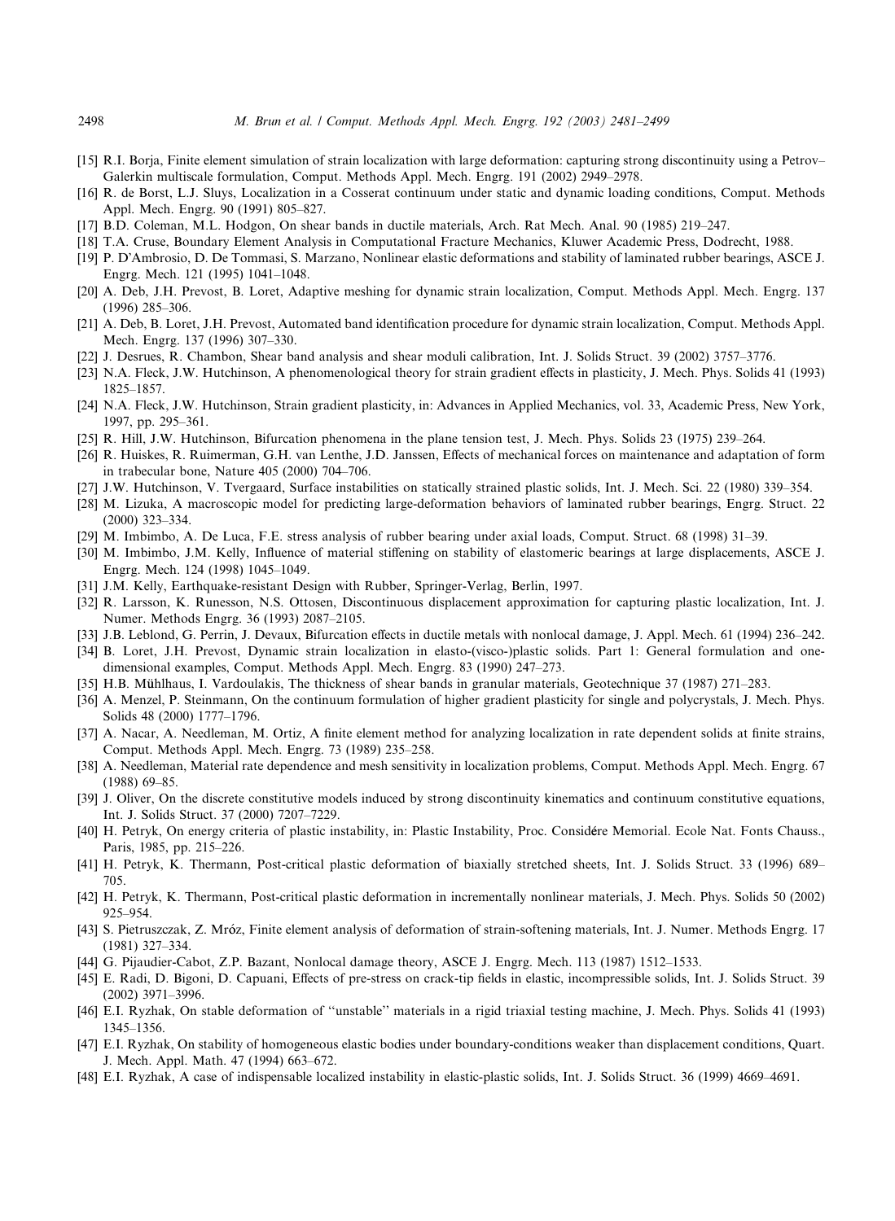[15] R.I. Borja, Finite element simulation of strain localization with large deformation: capturing strong discontinuity using a Petrov–Galerkin multiscale formulation, Comput. Methods Appl. Mech. Engrg. 191 (2002) 2949–2978.

[16] R. de Borst, L.J. Sluys, Localization in a Cosserat continuum under static and dynamic loading conditions, Comput. Methods Appl. Mech. Engrg. 90 (1991) 805–827.

[17] B.D. Coleman, M.L. Hodgon, On shear bands in ductile materials, Arch. Rat Mech. Anal. 90 (1985) 219–247.

[18] T.A. Cruse, Boundary Element Analysis in Computational Fracture Mechanics, Kluwer Academic Press, Dodrecht, 1988.

[19] P. D'Ambrosio, D. De Tommasi, S. Marzano, Nonlinear elastic deformations and stability of laminated rubber bearings, ASCE J. Engrg. Mech. 121 (1995) 1041–1048.

[20] A. Deb, J.H. Prevost, B. Loret, Adaptive meshing for dynamic strain localization, Comput. Methods Appl. Mech. Engrg. 137 (1996) 285–306.

[21] A. Deb, B. Loret, J.H. Prevost, Automated band identification procedure for dynamic strain localization, Comput. Methods Appl. Mech. Engrg. 137 (1996) 307–330.

[22] J. Desrues, R. Chambon, Shear band analysis and shear moduli calibration, Int. J. Solids Struct. 39 (2002) 3757–3776.

[23] N.A. Fleck, J.W. Hutchinson, A phenomenological theory for strain gradient effects in plasticity, J. Mech. Phys. Solids 41 (1993) 1825–1857.

[24] N.A. Fleck, J.W. Hutchinson, Strain gradient plasticity, in: Advances in Applied Mechanics, vol. 33, Academic Press, New York, 1997, pp. 295–361.

[25] R. Hill, J.W. Hutchinson, Bifurcation phenomena in the plane tension test, J. Mech. Phys. Solids 23 (1975) 239–264.

[26] R. Huiskes, R. Ruimerman, G.H. van Lenthe, J.D. Janssen, Effects of mechanical forces on maintenance and adaptation of form in trabecular bone, Nature 405 (2000) 704–706.

[27] J.W. Hutchinson, V. Tvergaard, Surface instabilities on statically strained plastic solids, Int. J. Mech. Sci. 22 (1980) 339–354.

[28] M. Lizuka, A macroscopic model for predicting large-deformation behaviors of laminated rubber bearings, Engrg. Struct. 22 (2000) 323–334.

[29] M. Imbimbo, A. De Luca, F.E. stress analysis of rubber bearing under axial loads, Comput. Struct. 68 (1998) 31–39.

[30] M. Imbimbo, J.M. Kelly, Influence of material stiffening on stability of elastomeric bearings at large displacements, ASCE J. Engrg. Mech. 124 (1998) 1045–1049.

[31] J.M. Kelly, Earthquake-resistant Design with Rubber, Springer-Verlag, Berlin, 1997.

[32] R. Larsson, K. Runesson, N.S. Ottosen, Discontinuous displacement approximation for capturing plastic localization, Int. J. Numer. Methods Engrg. 36 (1993) 2087–2105.

[33] J.B. Leblond, G. Perrin, J. Devaux, Bifurcation effects in ductile metals with nonlocal damage, J. Appl. Mech. 61 (1994) 236–242.

[34] B. Loret, J.H. Prevost, Dynamic strain localization in elasto-(visco-)plastic solids. Part 1: General formulation and one-dimensional examples, Comput. Methods Appl. Mech. Engrg. 83 (1990) 247–273.

[35] H.B. Mühlhaus, I. Vardoulakis, The thickness of shear bands in granular materials, Geotechnique 37 (1987) 271–283.

[36] A. Menzel, P. Steinmann, On the continuum formulation of higher gradient plasticity for single and polycrystals, J. Mech. Phys. Solids 48 (2000) 1777–1796.

[37] A. Nacar, A. Needleman, M. Ortiz, A finite element method for analyzing localization in rate dependent solids at finite strains, Comput. Methods Appl. Mech. Engrg. 73 (1989) 235–258.

[38] A. Needleman, Material rate dependence and mesh sensitivity in localization problems, Comput. Methods Appl. Mech. Engrg. 67 (1988) 69–85.

[39] J. Oliver, On the discrete constitutive models induced by strong discontinuity kinematics and continuum constitutive equations, Int. J. Solids Struct. 37 (2000) 7207–7229.

[40] H. Petryk, On energy criteria of plastic instability, in: Plastic Instability, Proc. Considére Memorial. Ecole Nat. Fonts Chauss., Paris, 1985, pp. 215–226.

[41] H. Petryk, K. Thermann, Post-critical plastic deformation of biaxially stretched sheets, Int. J. Solids Struct. 33 (1996) 689–705.

[42] H. Petryk, K. Thermann, Post-critical plastic deformation in incrementally nonlinear materials, J. Mech. Phys. Solids 50 (2002) 925–954.

[43] S. Pietruszczak, Z. Mróz, Finite element analysis of deformation of strain-softening materials, Int. J. Numer. Methods Engrg. 17 (1981) 327–334.

[44] G. Pijaudier-Cabot, Z.P. Bazant, Nonlocal damage theory, ASCE J. Engrg. Mech. 113 (1987) 1512–1533.

[45] E. Radi, D. Bigoni, D. Capuani, Effects of pre-stress on crack-tip fields in elastic, incompressible solids, Int. J. Solids Struct. 39 (2002) 3971–3996.

[46] E.I. Ryzhak, On stable deformation of "unstable" materials in a rigid triaxial testing machine, J. Mech. Phys. Solids 41 (1993) 1345–1356.

[47] E.I. Ryzhak, On stability of homogeneous elastic bodies under boundary-conditions weaker than displacement conditions, Quart. J. Mech. Appl. Math. 47 (1994) 663–672.

[48] E.I. Ryzhak, A case of indispensable localized instability in elastic-plastic solids, Int. J. Solids Struct. 36 (1999) 4669–4691.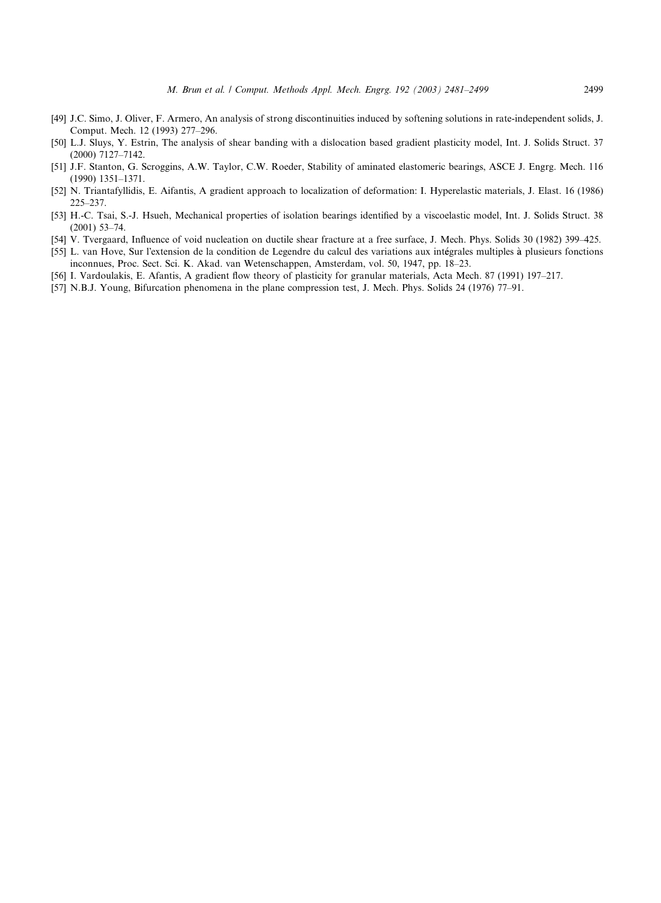[49] J.C. Simo, J. Oliver, F. Armero, An analysis of strong discontinuities induced by softening solutions in rate-independent solids, J. Comput. Mech. 12 (1993) 277–296.

[50] L.J. Sluys, Y. Estrin, The analysis of shear banding with a dislocation based gradient plasticity model, Int. J. Solids Struct. 37 (2000) 7127–7142.

[51] J.F. Stanton, G. Scroggins, A.W. Taylor, C.W. Roeder, Stability of aminated elastomeric bearings, ASCE J. Engrg. Mech. 116 (1990) 1351–1371.

[52] N. Triantafyllidis, E. Aifantis, A gradient approach to localization of deformation: I. Hyperelastic materials, J. Elast. 16 (1986) 225–237.

[53] H.-C. Tsai, S.-J. Hsueh, Mechanical properties of isolation bearings identified by a viscoelastic model, Int. J. Solids Struct. 38 (2001) 53–74.

[54] V. Tvergaard, Influence of void nucleation on ductile shear fracture at a free surface, J. Mech. Phys. Solids 30 (1982) 399–425.

[55] L. van Hove, Sur l'extension de la condition de Legendre du calcul des variations aux intégrales multiples à plusieurs fonctions inconnues, Proc. Sect. Sci. K. Akad. van Wetenschappen, Amsterdam, vol. 50, 1947, pp. 18–23.

[56] I. Vardoulakis, E. Afantis, A gradient flow theory of plasticity for granular materials, Acta Mech. 87 (1991) 197–217.

[57] N.B.J. Young, Bifurcation phenomena in the plane compression test, J. Mech. Phys. Solids 24 (1976) 77–91.